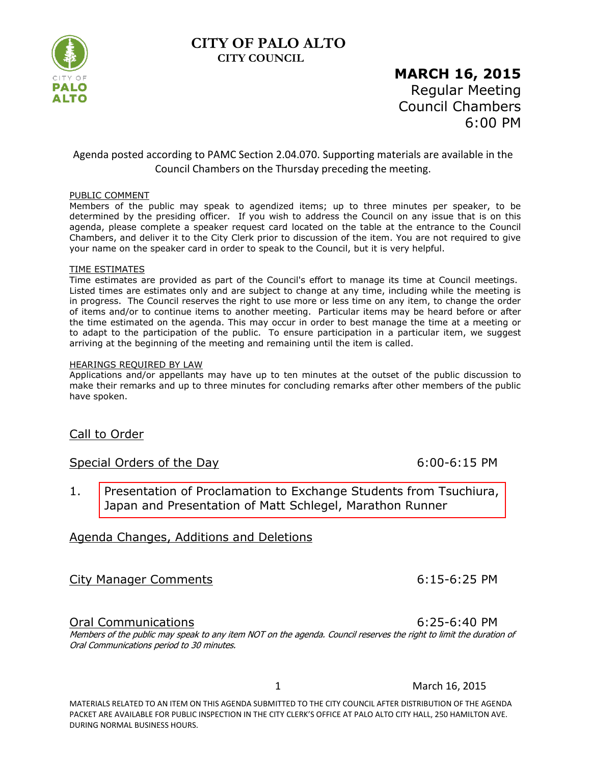# CITY OF PALO ALTO
## CITY COUNCIL

**MARCH 16, 2015**
Regular Meeting
Council Chambers
6:00 PM

Agenda posted according to PAMC Section 2.04.070. Supporting materials are available in the Council Chambers on the Thursday preceding the meeting.

PUBLIC COMMENT
Members of the public may speak to agendized items; up to three minutes per speaker, to be determined by the presiding officer. If you wish to address the Council on any issue that is on this agenda, please complete a speaker request card located on the table at the entrance to the Council Chambers, and deliver it to the City Clerk prior to discussion of the item. You are not required to give your name on the speaker card in order to speak to the Council, but it is very helpful.

TIME ESTIMATES
Time estimates are provided as part of the Council's effort to manage its time at Council meetings. Listed times are estimates only and are subject to change at any time, including while the meeting is in progress. The Council reserves the right to use more or less time on any item, to change the order of items and/or to continue items to another meeting. Particular items may be heard before or after the time estimated on the agenda. This may occur in order to best manage the time at a meeting or to adapt to the participation of the public. To ensure participation in a particular item, we suggest arriving at the beginning of the meeting and remaining until the item is called.

HEARINGS REQUIRED BY LAW
Applications and/or appellants may have up to ten minutes at the outset of the public discussion to make their remarks and up to three minutes for concluding remarks after other members of the public have spoken.

## Call to Order

## Special Orders of the Day 6:00-6:15 PM

1. Presentation of Proclamation to Exchange Students from Tsuchiura, Japan and Presentation of Matt Schlegel, Marathon Runner

## Agenda Changes, Additions and Deletions

## City Manager Comments 6:15-6:25 PM

## Oral Communications 6:25-6:40 PM

*Members of the public may speak to any item NOT on the agenda. Council reserves the right to limit the duration of Oral Communications period to 30 minutes.*

MATERIALS RELATED TO AN ITEM ON THIS AGENDA SUBMITTED TO THE CITY COUNCIL AFTER DISTRIBUTION OF THE AGENDA PACKET ARE AVAILABLE FOR PUBLIC INSPECTION IN THE CITY CLERK'S OFFICE AT PALO ALTO CITY HALL, 250 HAMILTON AVE. DURING NORMAL BUSINESS HOURS.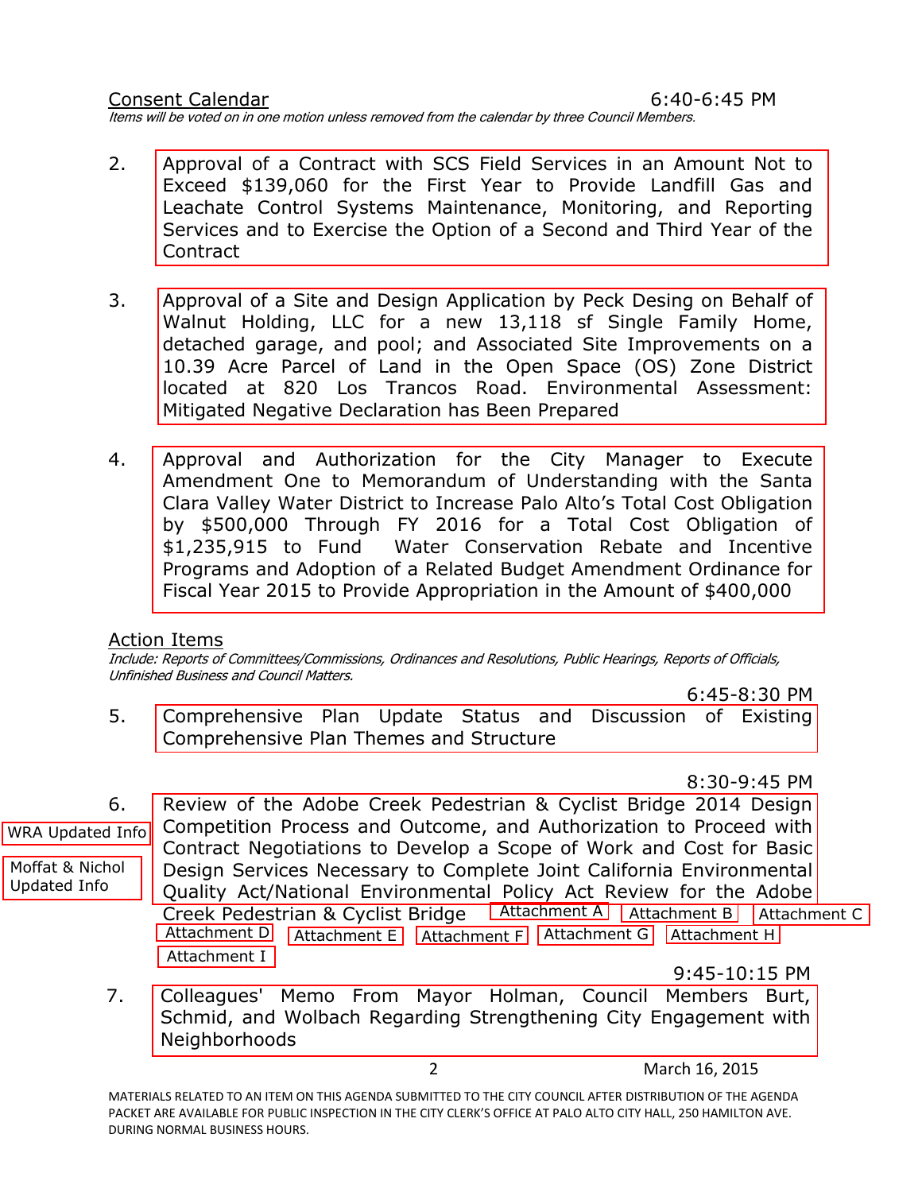Consent Calendar 6:40-6:45 PM

*Items will be voted on in one motion unless removed from the calendar by three Council Members.*

2. Approval of a Contract with SCS Field Services in an Amount Not to Exceed $139,060 for the First Year to Provide Landfill Gas and Leachate Control Systems Maintenance, Monitoring, and Reporting Services and to Exercise the Option of a Second and Third Year of the Contract

3. Approval of a Site and Design Application by Peck Desing on Behalf of Walnut Holding, LLC for a new 13,118 sf Single Family Home, detached garage, and pool; and Associated Site Improvements on a 10.39 Acre Parcel of Land in the Open Space (OS) Zone District located at 820 Los Trancos Road. Environmental Assessment: Mitigated Negative Declaration has Been Prepared

4. Approval and Authorization for the City Manager to Execute Amendment One to Memorandum of Understanding with the Santa Clara Valley Water District to Increase Palo Alto's Total Cost Obligation by $500,000 Through FY 2016 for a Total Cost Obligation of $1,235,915 to Fund Water Conservation Rebate and Incentive Programs and Adoption of a Related Budget Amendment Ordinance for Fiscal Year 2015 to Provide Appropriation in the Amount of $400,000

Action Items

*Include: Reports of Committees/Commissions, Ordinances and Resolutions, Public Hearings, Reports of Officials, Unfinished Business and Council Matters.*

6:45-8:30 PM

5. Comprehensive Plan Update Status and Discussion of Existing Comprehensive Plan Themes and Structure

8:30-9:45 PM

6. Review of the Adobe Creek Pedestrian & Cyclist Bridge 2014 Design Competition Process and Outcome, and Authorization to Proceed with Contract Negotiations to Develop a Scope of Work and Cost for Basic Design Services Necessary to Complete Joint California Environmental Quality Act/National Environmental Policy Act Review for the Adobe Creek Pedestrian & Cyclist Bridge Attachment A Attachment B Attachment C Attachment D Attachment E Attachment F Attachment G Attachment H Attachment I

WRA Updated Info

Moffat & Nichol Updated Info

9:45-10:15 PM

7. Colleagues' Memo From Mayor Holman, Council Members Burt, Schmid, and Wolbach Regarding Strengthening City Engagement with Neighborhoods

March 16, 2015

MATERIALS RELATED TO AN ITEM ON THIS AGENDA SUBMITTED TO THE CITY COUNCIL AFTER DISTRIBUTION OF THE AGENDA PACKET ARE AVAILABLE FOR PUBLIC INSPECTION IN THE CITY CLERK'S OFFICE AT PALO ALTO CITY HALL, 250 HAMILTON AVE. DURING NORMAL BUSINESS HOURS.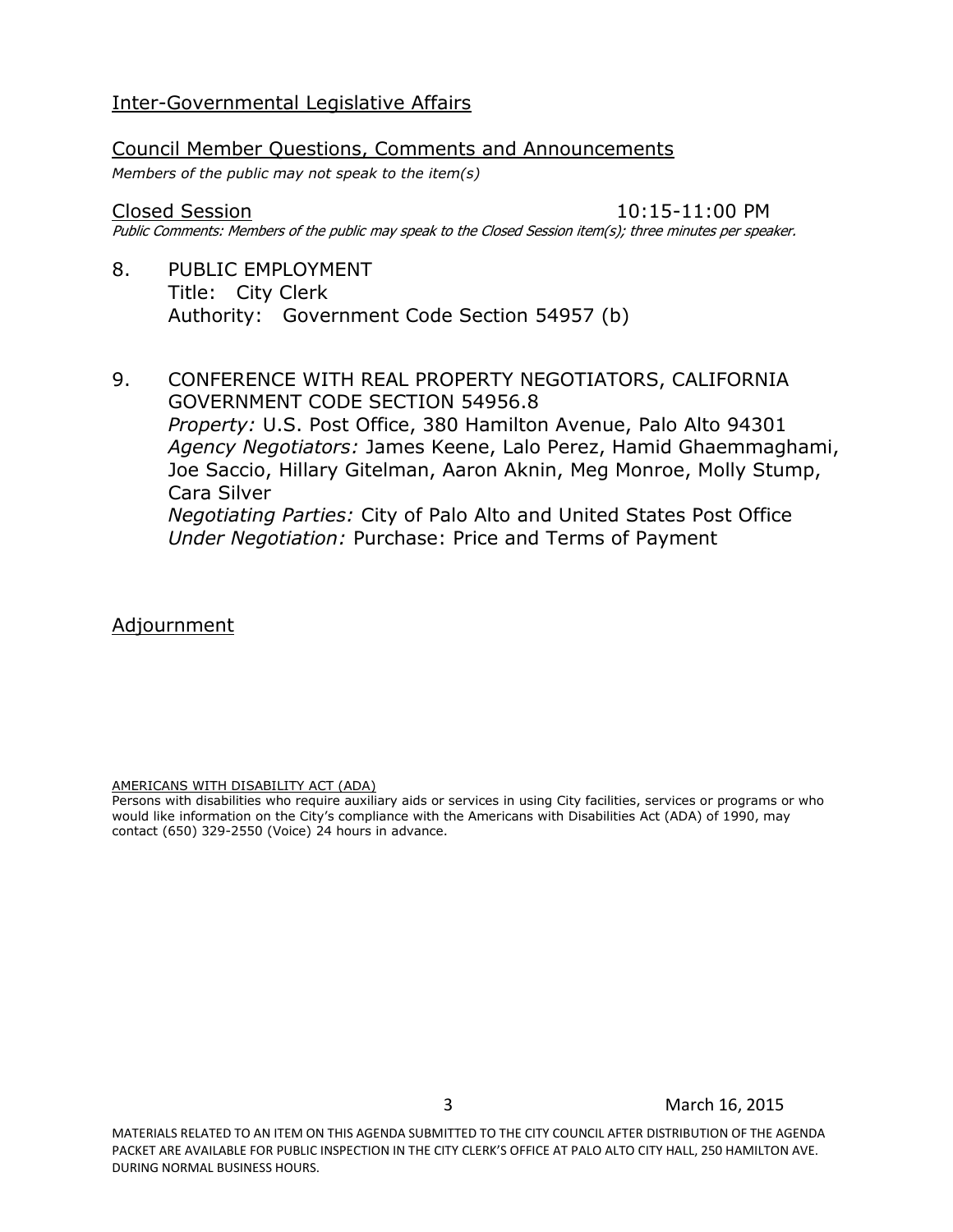## Inter-Governmental Legislative Affairs

## Council Member Questions, Comments and Announcements

*Members of the public may not speak to the item(s)*

## Closed Session 10:15-11:00 PM

*Public Comments: Members of the public may speak to the Closed Session item(s); three minutes per speaker.*

8. PUBLIC EMPLOYMENT
   Title: City Clerk
   Authority: Government Code Section 54957 (b)

9. CONFERENCE WITH REAL PROPERTY NEGOTIATORS, CALIFORNIA GOVERNMENT CODE SECTION 54956.8
   *Property:* U.S. Post Office, 380 Hamilton Avenue, Palo Alto 94301
   *Agency Negotiators:* James Keene, Lalo Perez, Hamid Ghaemmaghami, Joe Saccio, Hillary Gitelman, Aaron Aknin, Meg Monroe, Molly Stump, Cara Silver
   *Negotiating Parties:* City of Palo Alto and United States Post Office
   *Under Negotiation:* Purchase: Price and Terms of Payment

## Adjournment

AMERICANS WITH DISABILITY ACT (ADA)

Persons with disabilities who require auxiliary aids or services in using City facilities, services or programs or who would like information on the City's compliance with the Americans with Disabilities Act (ADA) of 1990, may contact (650) 329-2550 (Voice) 24 hours in advance.

March 16, 2015

MATERIALS RELATED TO AN ITEM ON THIS AGENDA SUBMITTED TO THE CITY COUNCIL AFTER DISTRIBUTION OF THE AGENDA PACKET ARE AVAILABLE FOR PUBLIC INSPECTION IN THE CITY CLERK'S OFFICE AT PALO ALTO CITY HALL, 250 HAMILTON AVE. DURING NORMAL BUSINESS HOURS.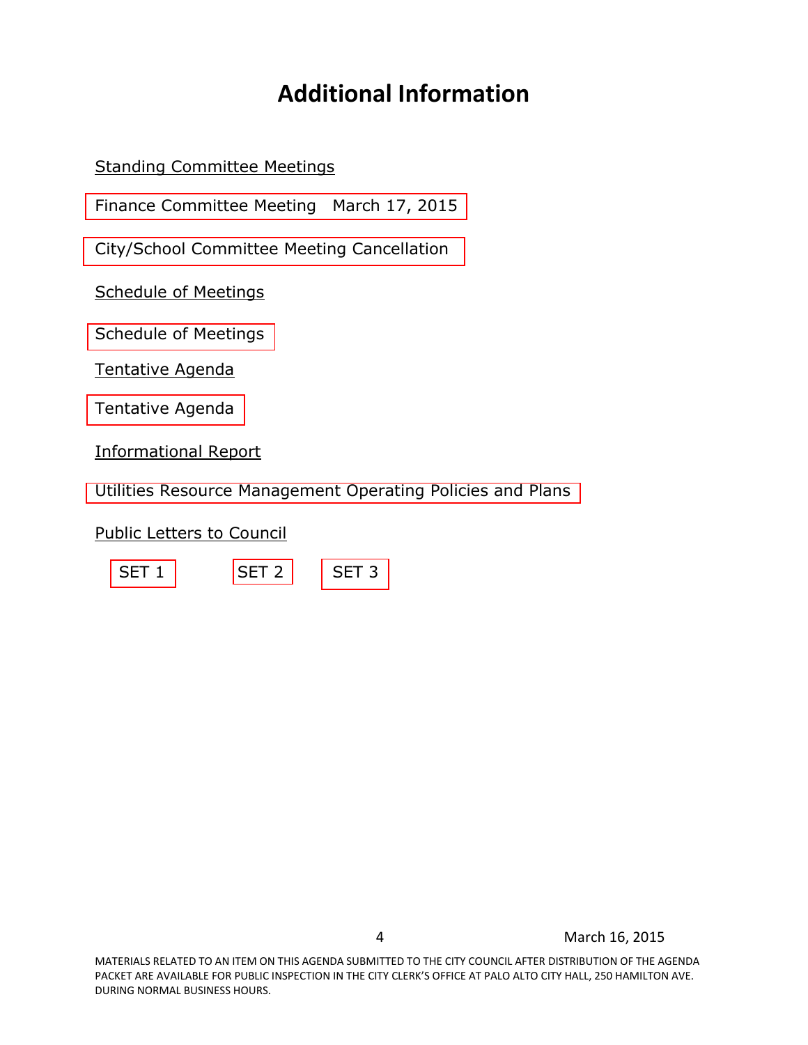# Additional Information

Standing Committee Meetings

Finance Committee Meeting   March 17, 2015

City/School Committee Meeting Cancellation

Schedule of Meetings

Schedule of Meetings

Tentative Agenda

Tentative Agenda

Informational Report

Utilities Resource Management Operating Policies and Plans

Public Letters to Council

SET 1   SET 2   SET 3

MATERIALS RELATED TO AN ITEM ON THIS AGENDA SUBMITTED TO THE CITY COUNCIL AFTER DISTRIBUTION OF THE AGENDA PACKET ARE AVAILABLE FOR PUBLIC INSPECTION IN THE CITY CLERK'S OFFICE AT PALO ALTO CITY HALL, 250 HAMILTON AVE. DURING NORMAL BUSINESS HOURS.